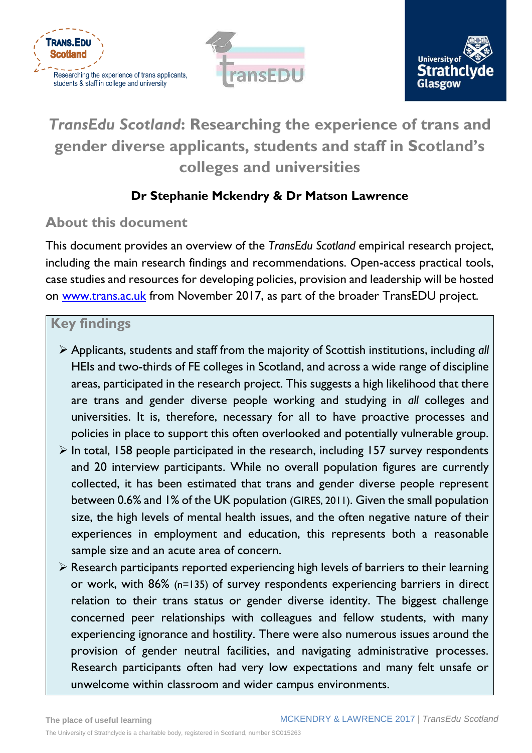# *TransEdu Scotland*: Researching the experience of trans and gender diverse applicants, students and staff in Scotland's colleges and universities

**Dr Stephanie Mckendry & Dr Matson Lawrence**

## About this document

This document provides an overview of the *TransEdu Scotland* empirical research project, including the main research findings and recommendations. Open-access practical tools, case studies and resources for developing policies, provision and leadership will be hosted on [www.trans.ac.uk](www.trans.ac.uk) from November 2017, as part of the broader TransEDU project.

## Key findings

- Applicants, students and staff from the majority of Scottish institutions, including *all* HEIs and two-thirds of FE colleges in Scotland, and across a wide range of discipline areas, participated in the research project. This suggests a high likelihood that there are trans and gender diverse people working and studying in *all* colleges and universities. It is, therefore, necessary for all to have proactive processes and policies in place to support this often overlooked and potentially vulnerable group.
- In total, 158 people participated in the research, including 157 survey respondents and 20 interview participants. While no overall population figures are currently collected, it has been estimated that trans and gender diverse people represent between 0.6% and 1% of the UK population (GIRES, 2011). Given the small population size, the high levels of mental health issues, and the often negative nature of their experiences in employment and education, this represents both a reasonable sample size and an acute area of concern.
- Research participants reported experiencing high levels of barriers to their learning or work, with 86% (n=135) of survey respondents experiencing barriers in direct relation to their trans status or gender diverse identity. The biggest challenge concerned peer relationships with colleagues and fellow students, with many experiencing ignorance and hostility. There were also numerous issues around the provision of gender neutral facilities, and navigating administrative processes. Research participants often had very low expectations and many felt unsafe or unwelcome within classroom and wider campus environments.

The place of useful learning

The University of Strathclyde is a charitable body, registered in Scotland, number SC015263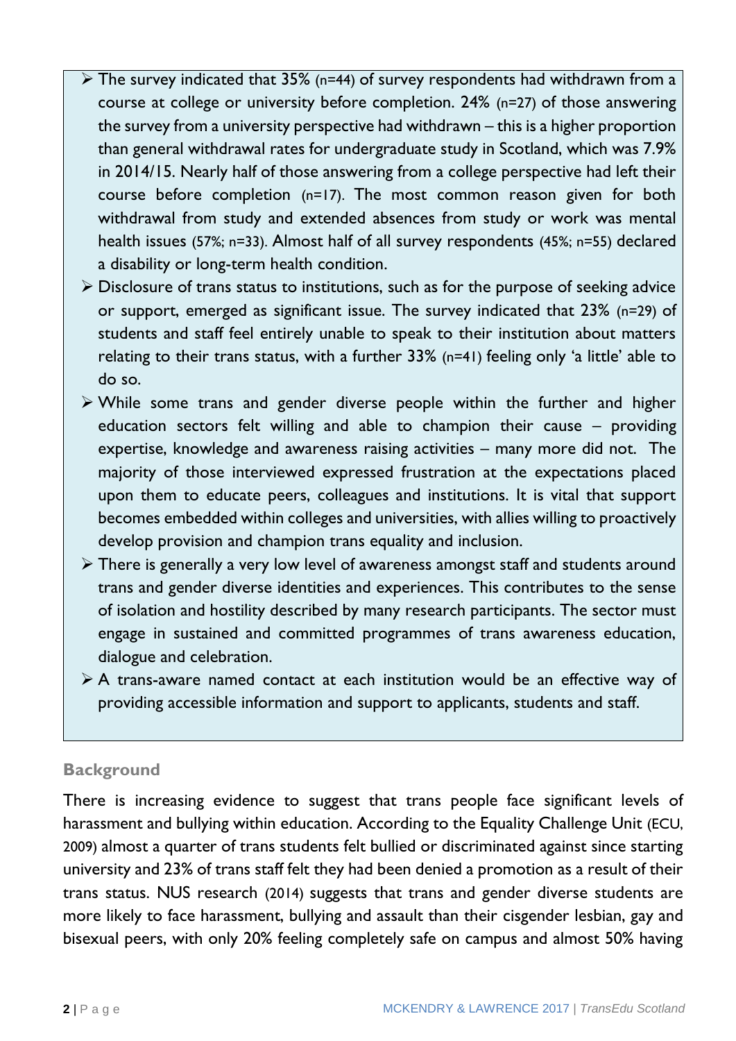- The survey indicated that 35% (n=44) of survey respondents had withdrawn from a course at college or university before completion. 24% (n=27) of those answering the survey from a university perspective had withdrawn – this is a higher proportion than general withdrawal rates for undergraduate study in Scotland, which was 7.9% in 2014/15. Nearly half of those answering from a college perspective had left their course before completion (n=17). The most common reason given for both withdrawal from study and extended absences from study or work was mental health issues (57%; n=33). Almost half of all survey respondents (45%; n=55) declared a disability or long-term health condition.
- Disclosure of trans status to institutions, such as for the purpose of seeking advice or support, emerged as significant issue. The survey indicated that 23% (n=29) of students and staff feel entirely unable to speak to their institution about matters relating to their trans status, with a further 33% (n=41) feeling only 'a little' able to do so.
- While some trans and gender diverse people within the further and higher education sectors felt willing and able to champion their cause – providing expertise, knowledge and awareness raising activities – many more did not. The majority of those interviewed expressed frustration at the expectations placed upon them to educate peers, colleagues and institutions. It is vital that support becomes embedded within colleges and universities, with allies willing to proactively develop provision and champion trans equality and inclusion.
- There is generally a very low level of awareness amongst staff and students around trans and gender diverse identities and experiences. This contributes to the sense of isolation and hostility described by many research participants. The sector must engage in sustained and committed programmes of trans awareness education, dialogue and celebration.
- A trans-aware named contact at each institution would be an effective way of providing accessible information and support to applicants, students and staff.

## Background

There is increasing evidence to suggest that trans people face significant levels of harassment and bullying within education. According to the Equality Challenge Unit (ECU, 2009) almost a quarter of trans students felt bullied or discriminated against since starting university and 23% of trans staff felt they had been denied a promotion as a result of their trans status. NUS research (2014) suggests that trans and gender diverse students are more likely to face harassment, bullying and assault than their cisgender lesbian, gay and bisexual peers, with only 20% feeling completely safe on campus and almost 50% having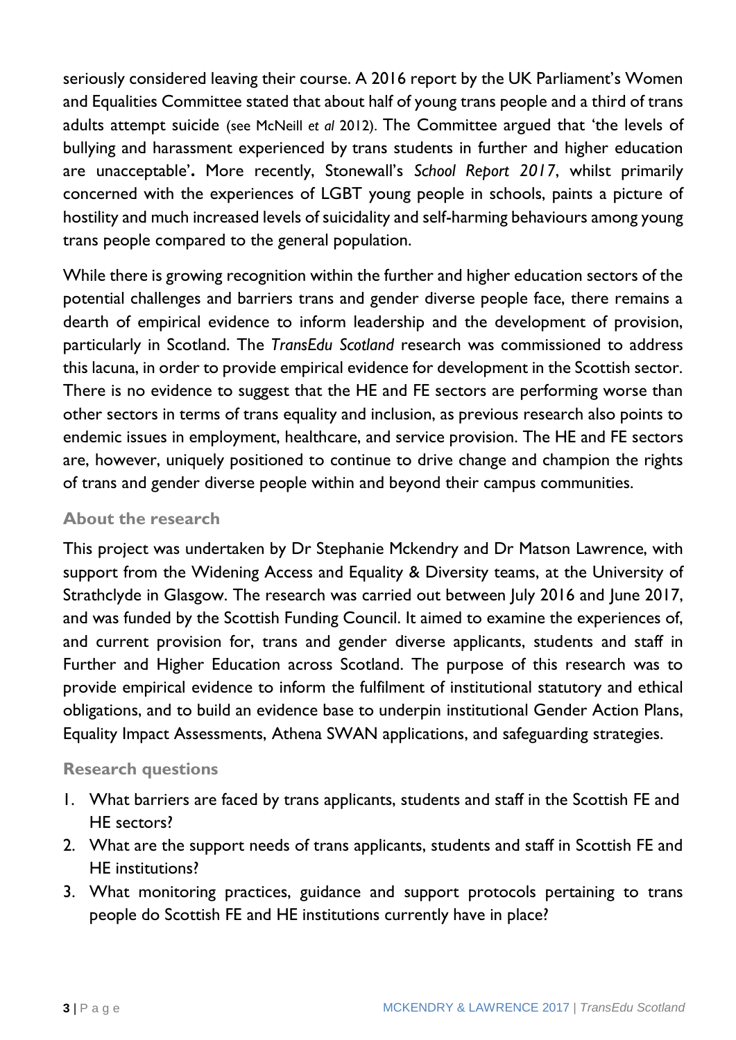seriously considered leaving their course. A 2016 report by the UK Parliament's Women and Equalities Committee stated that about half of young trans people and a third of trans adults attempt suicide (see McNeill *et al* 2012). The Committee argued that 'the levels of bullying and harassment experienced by trans students in further and higher education are unacceptable'**.** More recently, Stonewall's *School Report 2017*, whilst primarily concerned with the experiences of LGBT young people in schools, paints a picture of hostility and much increased levels of suicidality and self-harming behaviours among young trans people compared to the general population.

While there is growing recognition within the further and higher education sectors of the potential challenges and barriers trans and gender diverse people face, there remains a dearth of empirical evidence to inform leadership and the development of provision, particularly in Scotland. The *TransEdu Scotland* research was commissioned to address this lacuna, in order to provide empirical evidence for development in the Scottish sector. There is no evidence to suggest that the HE and FE sectors are performing worse than other sectors in terms of trans equality and inclusion, as previous research also points to endemic issues in employment, healthcare, and service provision. The HE and FE sectors are, however, uniquely positioned to continue to drive change and champion the rights of trans and gender diverse people within and beyond their campus communities.

### About the research

This project was undertaken by Dr Stephanie Mckendry and Dr Matson Lawrence, with support from the Widening Access and Equality & Diversity teams, at the University of Strathclyde in Glasgow. The research was carried out between July 2016 and June 2017, and was funded by the Scottish Funding Council. It aimed to examine the experiences of, and current provision for, trans and gender diverse applicants, students and staff in Further and Higher Education across Scotland. The purpose of this research was to provide empirical evidence to inform the fulfilment of institutional statutory and ethical obligations, and to build an evidence base to underpin institutional Gender Action Plans, Equality Impact Assessments, Athena SWAN applications, and safeguarding strategies.

### Research questions

1. What barriers are faced by trans applicants, students and staff in the Scottish FE and HE sectors?
2. What are the support needs of trans applicants, students and staff in Scottish FE and HE institutions?
3. What monitoring practices, guidance and support protocols pertaining to trans people do Scottish FE and HE institutions currently have in place?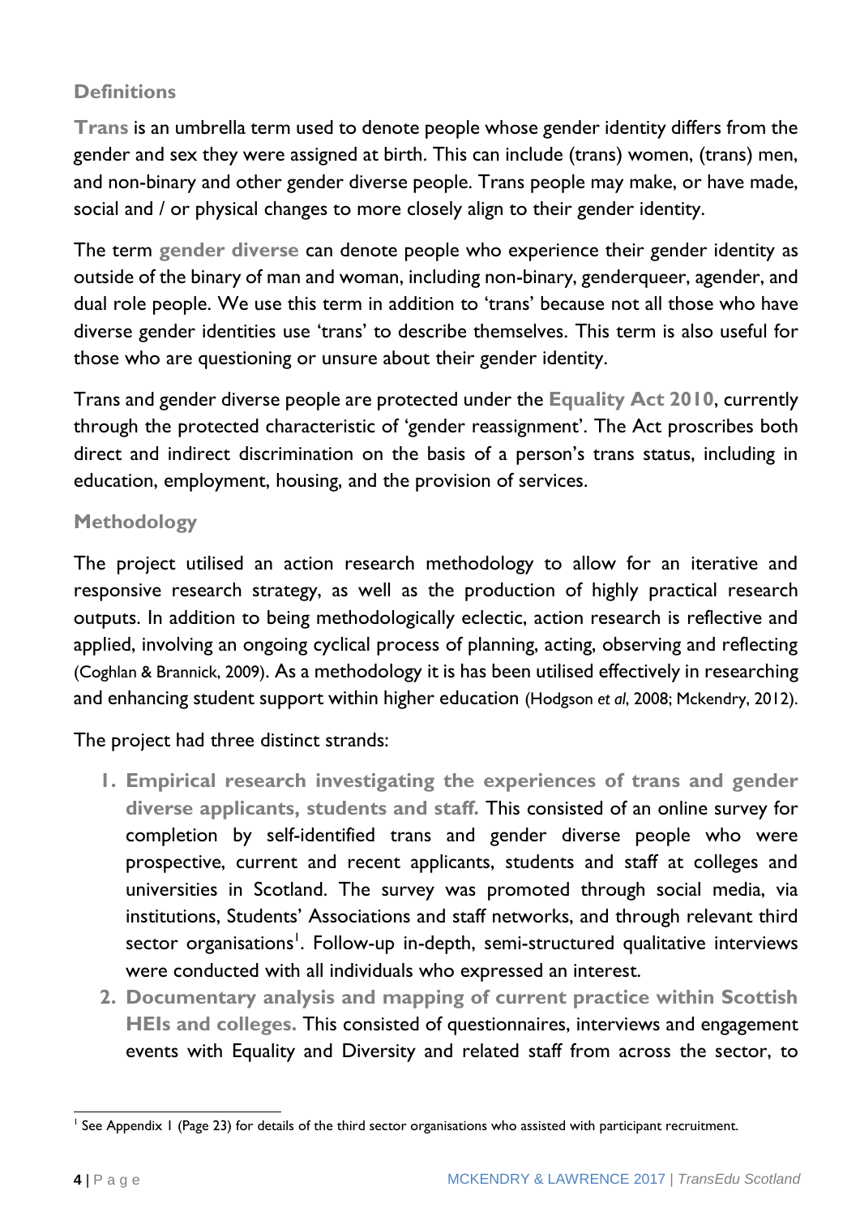## Definitions

**Trans** is an umbrella term used to denote people whose gender identity differs from the gender and sex they were assigned at birth. This can include (trans) women, (trans) men, and non-binary and other gender diverse people. Trans people may make, or have made, social and / or physical changes to more closely align to their gender identity.

The term **gender diverse** can denote people who experience their gender identity as outside of the binary of man and woman, including non-binary, genderqueer, agender, and dual role people. We use this term in addition to 'trans' because not all those who have diverse gender identities use 'trans' to describe themselves. This term is also useful for those who are questioning or unsure about their gender identity.

Trans and gender diverse people are protected under the **Equality Act 2010**, currently through the protected characteristic of 'gender reassignment'. The Act proscribes both direct and indirect discrimination on the basis of a person's trans status, including in education, employment, housing, and the provision of services.

## Methodology

The project utilised an action research methodology to allow for an iterative and responsive research strategy, as well as the production of highly practical research outputs. In addition to being methodologically eclectic, action research is reflective and applied, involving an ongoing cyclical process of planning, acting, observing and reflecting (Coghlan & Brannick, 2009). As a methodology it is has been utilised effectively in researching and enhancing student support within higher education (Hodgson *et al*, 2008; Mckendry, 2012).

The project had three distinct strands:

1. **Empirical research investigating the experiences of trans and gender diverse applicants, students and staff.** This consisted of an online survey for completion by self-identified trans and gender diverse people who were prospective, current and recent applicants, students and staff at colleges and universities in Scotland. The survey was promoted through social media, via institutions, Students' Associations and staff networks, and through relevant third sector organisations[1]. Follow-up in-depth, semi-structured qualitative interviews were conducted with all individuals who expressed an interest.
2. **Documentary analysis and mapping of current practice within Scottish HEIs and colleges.** This consisted of questionnaires, interviews and engagement events with Equality and Diversity and related staff from across the sector, to

[1] See Appendix 1 (Page 23) for details of the third sector organisations who assisted with participant recruitment.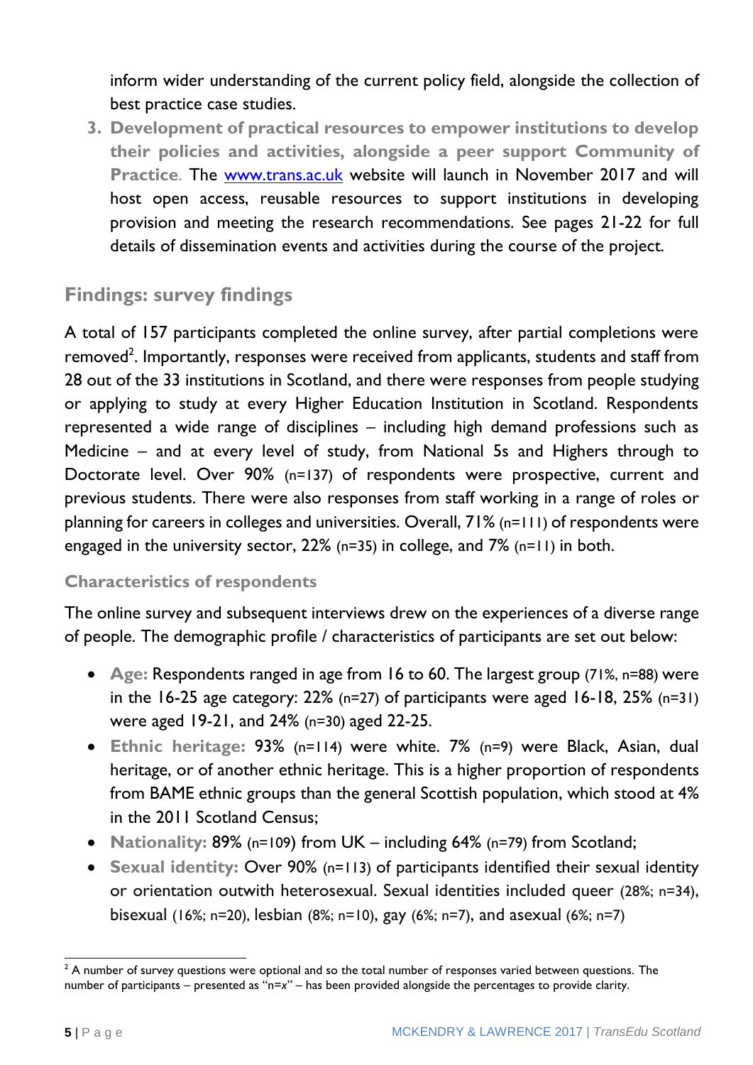inform wider understanding of the current policy field, alongside the collection of best practice case studies.

3. **Development of practical resources to empower institutions to develop their policies and activities, alongside a peer support Community of Practice.** The [www.trans.ac.uk](http://www.trans.ac.uk) website will launch in November 2017 and will host open access, reusable resources to support institutions in developing provision and meeting the research recommendations. See pages 21-22 for full details of dissemination events and activities during the course of the project.

## Findings: survey findings

A total of 157 participants completed the online survey, after partial completions were removed[2]. Importantly, responses were received from applicants, students and staff from 28 out of the 33 institutions in Scotland, and there were responses from people studying or applying to study at every Higher Education Institution in Scotland. Respondents represented a wide range of disciplines – including high demand professions such as Medicine – and at every level of study, from National 5s and Highers through to Doctorate level. Over 90% (n=137) of respondents were prospective, current and previous students. There were also responses from staff working in a range of roles or planning for careers in colleges and universities. Overall, 71% (n=111) of respondents were engaged in the university sector, 22% (n=35) in college, and 7% (n=11) in both.

### Characteristics of respondents

The online survey and subsequent interviews drew on the experiences of a diverse range of people. The demographic profile / characteristics of participants are set out below:

- **Age:** Respondents ranged in age from 16 to 60. The largest group (71%, n=88) were in the 16-25 age category: 22% (n=27) of participants were aged 16-18, 25% (n=31) were aged 19-21, and 24% (n=30) aged 22-25.
- **Ethnic heritage:** 93% (n=114) were white. 7% (n=9) were Black, Asian, dual heritage, or of another ethnic heritage. This is a higher proportion of respondents from BAME ethnic groups than the general Scottish population, which stood at 4% in the 2011 Scotland Census;
- **Nationality:** 89% (n=109) from UK – including 64% (n=79) from Scotland;
- **Sexual identity:** Over 90% (n=113) of participants identified their sexual identity or orientation outwith heterosexual. Sexual identities included queer (28%; n=34), bisexual (16%; n=20), lesbian (8%; n=10), gay (6%; n=7), and asexual (6%; n=7)

[2] A number of survey questions were optional and so the total number of responses varied between questions. The number of participants – presented as "n=*x*" – has been provided alongside the percentages to provide clarity.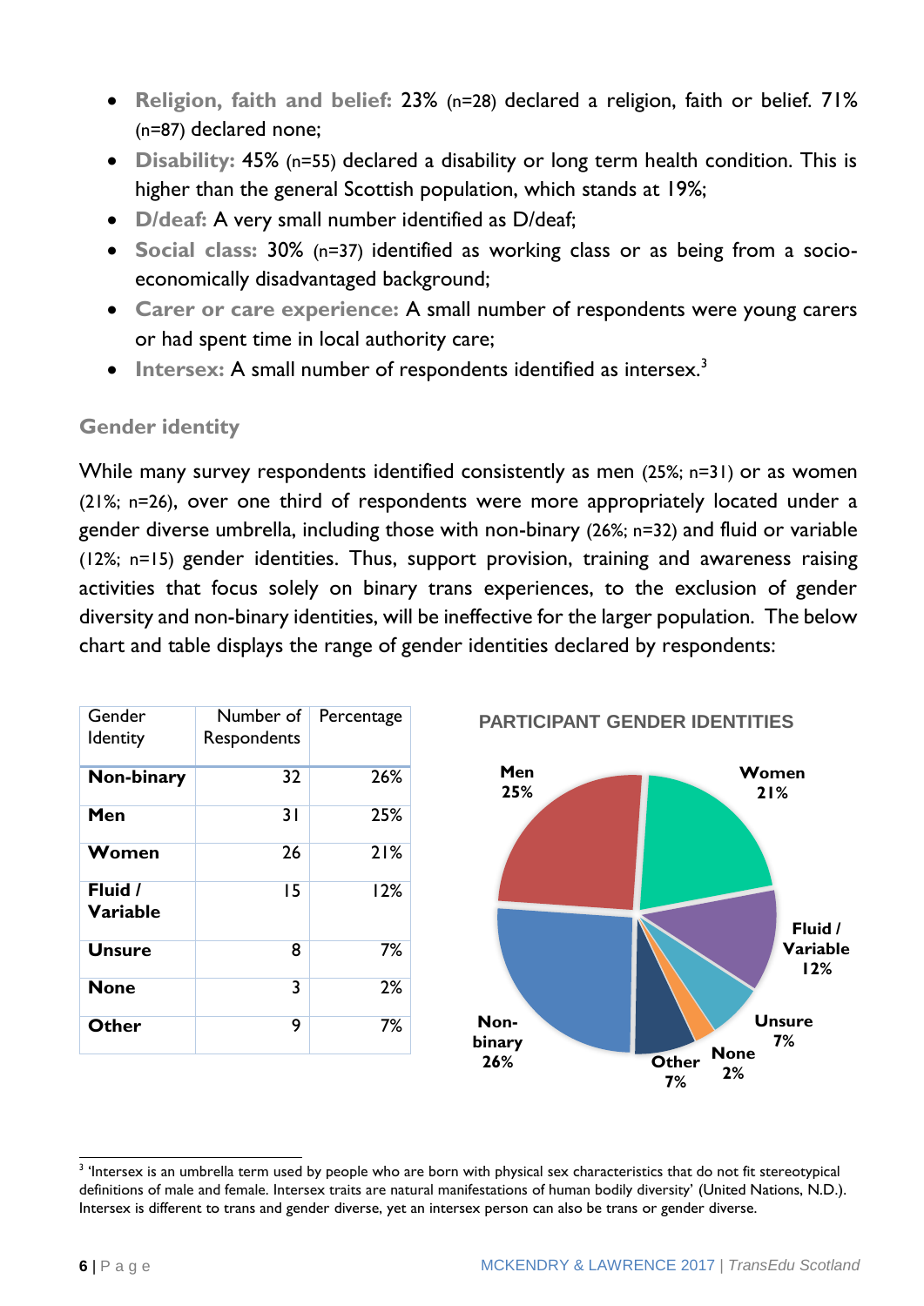- **Religion, faith and belief:** 23% (n=28) declared a religion, faith or belief. 71% (n=87) declared none;
- **Disability:** 45% (n=55) declared a disability or long term health condition. This is higher than the general Scottish population, which stands at 19%;
- **D/deaf:** A very small number identified as D/deaf;
- **Social class:** 30% (n=37) identified as working class or as being from a socio-economically disadvantaged background;
- **Carer or care experience:** A small number of respondents were young carers or had spent time in local authority care;
- **Intersex:** A small number of respondents identified as intersex.[3]

### Gender identity

While many survey respondents identified consistently as men (25%; n=31) or as women (21%; n=26), over one third of respondents were more appropriately located under a gender diverse umbrella, including those with non-binary (26%; n=32) and fluid or variable (12%; n=15) gender identities. Thus, support provision, training and awareness raising activities that focus solely on binary trans experiences, to the exclusion of gender diversity and non-binary identities, will be ineffective for the larger population. The below chart and table displays the range of gender identities declared by respondents:

| Gender Identity | Number of Respondents | Percentage |
|---|---|---|
| **Non-binary** | 32 | 26% |
| **Men** | 31 | 25% |
| **Women** | 26 | 21% |
| **Fluid / Variable** | 15 | 12% |
| **Unsure** | 8 | 7% |
| **None** | 3 | 2% |
| **Other** | 9 | 7% |

PARTICIPANT GENDER IDENTITIES

Men 25%

Women 21%

Fluid / Variable 12%

Unsure 7%

None 2%

Other 7%

Non-binary 26%

[3] 'Intersex is an umbrella term used by people who are born with physical sex characteristics that do not fit stereotypical definitions of male and female. Intersex traits are natural manifestations of human bodily diversity' (United Nations, N.D.). Intersex is different to trans and gender diverse, yet an intersex person can also be trans or gender diverse.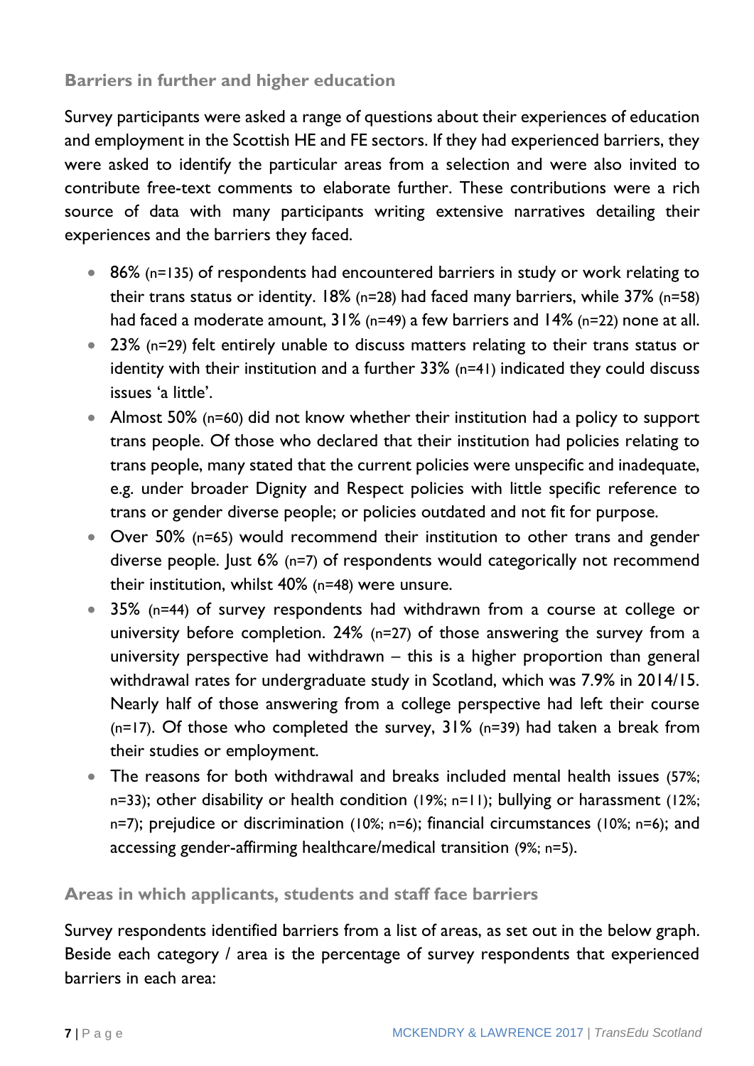### Barriers in further and higher education

Survey participants were asked a range of questions about their experiences of education and employment in the Scottish HE and FE sectors. If they had experienced barriers, they were asked to identify the particular areas from a selection and were also invited to contribute free-text comments to elaborate further. These contributions were a rich source of data with many participants writing extensive narratives detailing their experiences and the barriers they faced.

- 86% (n=135) of respondents had encountered barriers in study or work relating to their trans status or identity. 18% (n=28) had faced many barriers, while 37% (n=58) had faced a moderate amount, 31% (n=49) a few barriers and 14% (n=22) none at all.
- 23% (n=29) felt entirely unable to discuss matters relating to their trans status or identity with their institution and a further 33% (n=41) indicated they could discuss issues 'a little'.
- Almost 50% (n=60) did not know whether their institution had a policy to support trans people. Of those who declared that their institution had policies relating to trans people, many stated that the current policies were unspecific and inadequate, e.g. under broader Dignity and Respect policies with little specific reference to trans or gender diverse people; or policies outdated and not fit for purpose.
- Over 50% (n=65) would recommend their institution to other trans and gender diverse people. Just 6% (n=7) of respondents would categorically not recommend their institution, whilst 40% (n=48) were unsure.
- 35% (n=44) of survey respondents had withdrawn from a course at college or university before completion. 24% (n=27) of those answering the survey from a university perspective had withdrawn – this is a higher proportion than general withdrawal rates for undergraduate study in Scotland, which was 7.9% in 2014/15. Nearly half of those answering from a college perspective had left their course (n=17). Of those who completed the survey, 31% (n=39) had taken a break from their studies or employment.
- The reasons for both withdrawal and breaks included mental health issues (57%; n=33); other disability or health condition (19%; n=11); bullying or harassment (12%; n=7); prejudice or discrimination (10%; n=6); financial circumstances (10%; n=6); and accessing gender-affirming healthcare/medical transition (9%; n=5).

### Areas in which applicants, students and staff face barriers

Survey respondents identified barriers from a list of areas, as set out in the below graph. Beside each category / area is the percentage of survey respondents that experienced barriers in each area: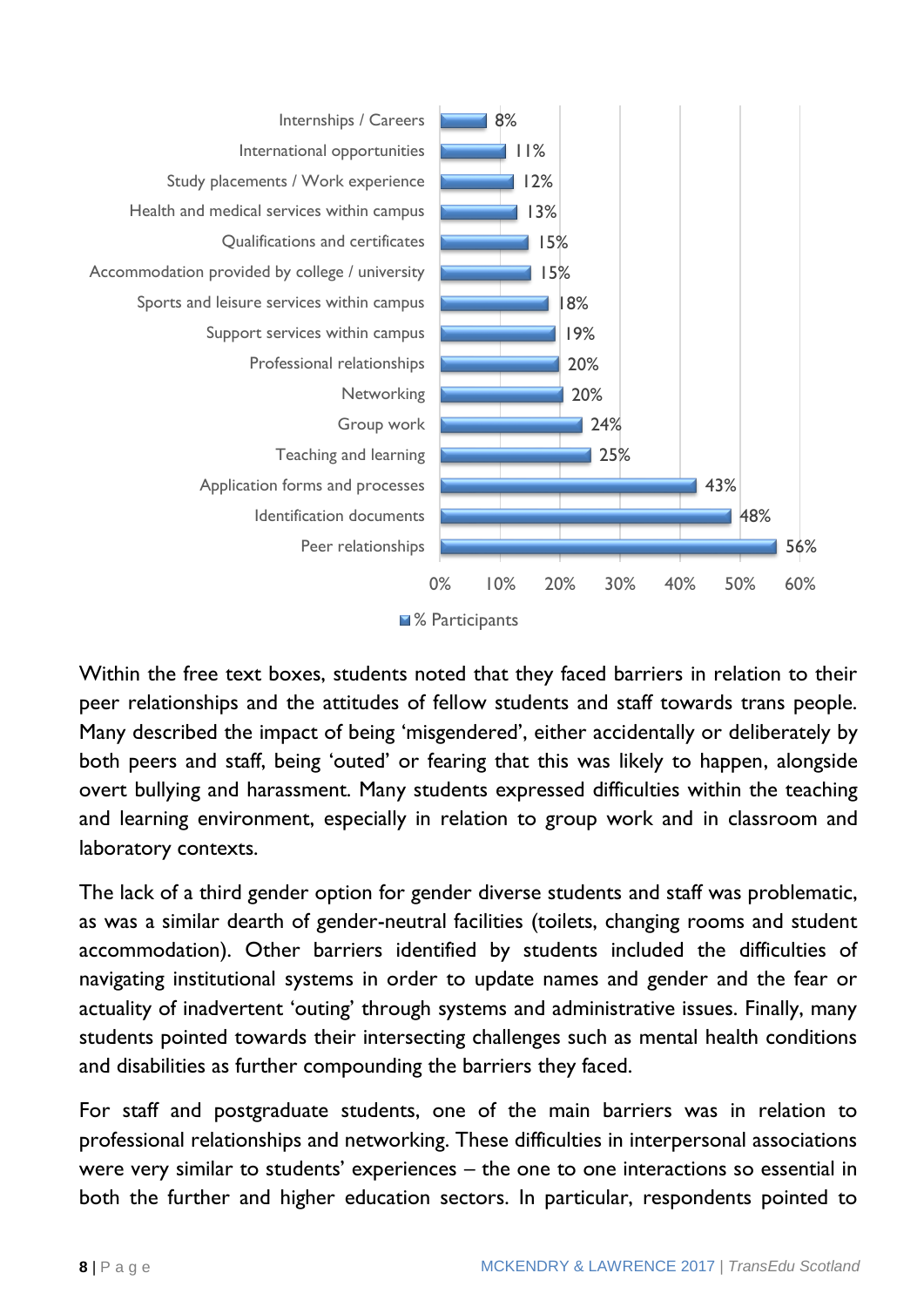Internships / Careers 8%
International opportunities 11%
Study placements / Work experience 12%
Health and medical services within campus 13%
Qualifications and certificates 15%
Accommodation provided by college / university 15%
Sports and leisure services within campus 18%
Support services within campus 19%
Professional relationships 20%
Networking 20%
Group work 24%
Teaching and learning 25%
Application forms and processes 43%
Identification documents 48%
Peer relationships 56%

0% 10% 20% 30% 40% 50% 60%

% Participants

Within the free text boxes, students noted that they faced barriers in relation to their peer relationships and the attitudes of fellow students and staff towards trans people. Many described the impact of being 'misgendered', either accidentally or deliberately by both peers and staff, being 'outed' or fearing that this was likely to happen, alongside overt bullying and harassment. Many students expressed difficulties within the teaching and learning environment, especially in relation to group work and in classroom and laboratory contexts.

The lack of a third gender option for gender diverse students and staff was problematic, as was a similar dearth of gender-neutral facilities (toilets, changing rooms and student accommodation). Other barriers identified by students included the difficulties of navigating institutional systems in order to update names and gender and the fear or actuality of inadvertent 'outing' through systems and administrative issues. Finally, many students pointed towards their intersecting challenges such as mental health conditions and disabilities as further compounding the barriers they faced.

For staff and postgraduate students, one of the main barriers was in relation to professional relationships and networking. These difficulties in interpersonal associations were very similar to students' experiences – the one to one interactions so essential in both the further and higher education sectors. In particular, respondents pointed to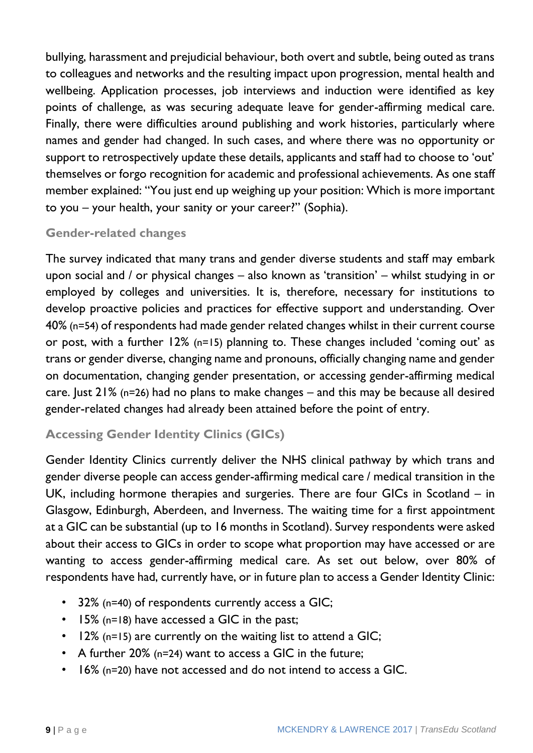bullying, harassment and prejudicial behaviour, both overt and subtle, being outed as trans to colleagues and networks and the resulting impact upon progression, mental health and wellbeing. Application processes, job interviews and induction were identified as key points of challenge, as was securing adequate leave for gender-affirming medical care. Finally, there were difficulties around publishing and work histories, particularly where names and gender had changed. In such cases, and where there was no opportunity or support to retrospectively update these details, applicants and staff had to choose to 'out' themselves or forgo recognition for academic and professional achievements. As one staff member explained: "You just end up weighing up your position: Which is more important to you – your health, your sanity or your career?" (Sophia).

### Gender-related changes

The survey indicated that many trans and gender diverse students and staff may embark upon social and / or physical changes – also known as 'transition' – whilst studying in or employed by colleges and universities. It is, therefore, necessary for institutions to develop proactive policies and practices for effective support and understanding. Over 40% (n=54) of respondents had made gender related changes whilst in their current course or post, with a further 12% (n=15) planning to. These changes included 'coming out' as trans or gender diverse, changing name and pronouns, officially changing name and gender on documentation, changing gender presentation, or accessing gender-affirming medical care. Just 21% (n=26) had no plans to make changes – and this may be because all desired gender-related changes had already been attained before the point of entry.

### Accessing Gender Identity Clinics (GICs)

Gender Identity Clinics currently deliver the NHS clinical pathway by which trans and gender diverse people can access gender-affirming medical care / medical transition in the UK, including hormone therapies and surgeries. There are four GICs in Scotland – in Glasgow, Edinburgh, Aberdeen, and Inverness. The waiting time for a first appointment at a GIC can be substantial (up to 16 months in Scotland). Survey respondents were asked about their access to GICs in order to scope what proportion may have accessed or are wanting to access gender-affirming medical care. As set out below, over 80% of respondents have had, currently have, or in future plan to access a Gender Identity Clinic:

- 32% (n=40) of respondents currently access a GIC;
- 15% (n=18) have accessed a GIC in the past;
- 12% (n=15) are currently on the waiting list to attend a GIC;
- A further 20% (n=24) want to access a GIC in the future;
- 16% (n=20) have not accessed and do not intend to access a GIC.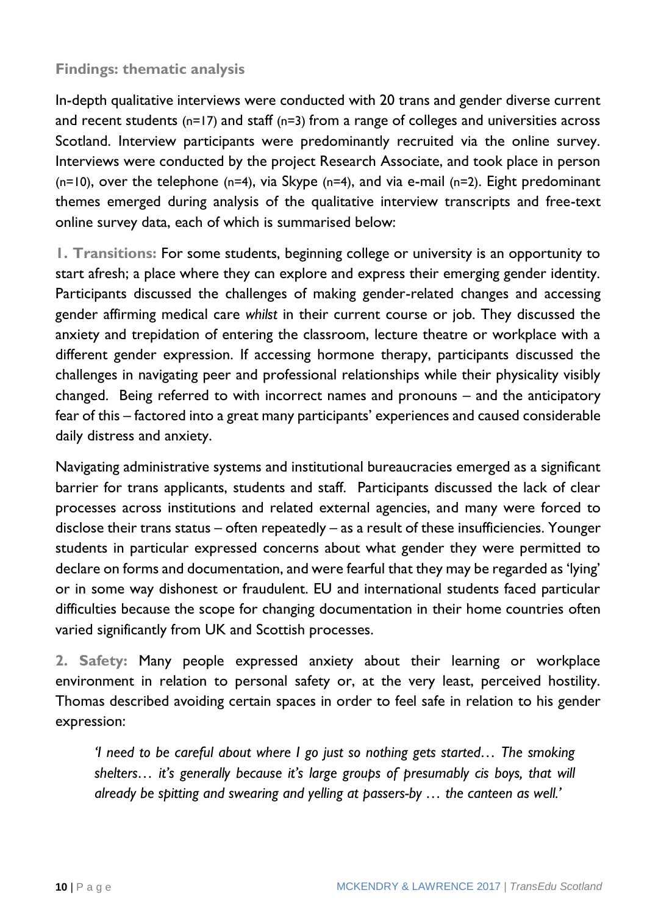## Findings: thematic analysis

In-depth qualitative interviews were conducted with 20 trans and gender diverse current and recent students (n=17) and staff (n=3) from a range of colleges and universities across Scotland. Interview participants were predominantly recruited via the online survey. Interviews were conducted by the project Research Associate, and took place in person (n=10), over the telephone (n=4), via Skype (n=4), and via e-mail (n=2). Eight predominant themes emerged during analysis of the qualitative interview transcripts and free-text online survey data, each of which is summarised below:

**1. Transitions:** For some students, beginning college or university is an opportunity to start afresh; a place where they can explore and express their emerging gender identity. Participants discussed the challenges of making gender-related changes and accessing gender affirming medical care *whilst* in their current course or job. They discussed the anxiety and trepidation of entering the classroom, lecture theatre or workplace with a different gender expression. If accessing hormone therapy, participants discussed the challenges in navigating peer and professional relationships while their physicality visibly changed. Being referred to with incorrect names and pronouns – and the anticipatory fear of this – factored into a great many participants' experiences and caused considerable daily distress and anxiety.

Navigating administrative systems and institutional bureaucracies emerged as a significant barrier for trans applicants, students and staff. Participants discussed the lack of clear processes across institutions and related external agencies, and many were forced to disclose their trans status – often repeatedly – as a result of these insufficiencies. Younger students in particular expressed concerns about what gender they were permitted to declare on forms and documentation, and were fearful that they may be regarded as 'lying' or in some way dishonest or fraudulent. EU and international students faced particular difficulties because the scope for changing documentation in their home countries often varied significantly from UK and Scottish processes.

**2. Safety:** Many people expressed anxiety about their learning or workplace environment in relation to personal safety or, at the very least, perceived hostility. Thomas described avoiding certain spaces in order to feel safe in relation to his gender expression:

> *'I need to be careful about where I go just so nothing gets started… The smoking shelters… it's generally because it's large groups of presumably cis boys, that will already be spitting and swearing and yelling at passers-by … the canteen as well.'*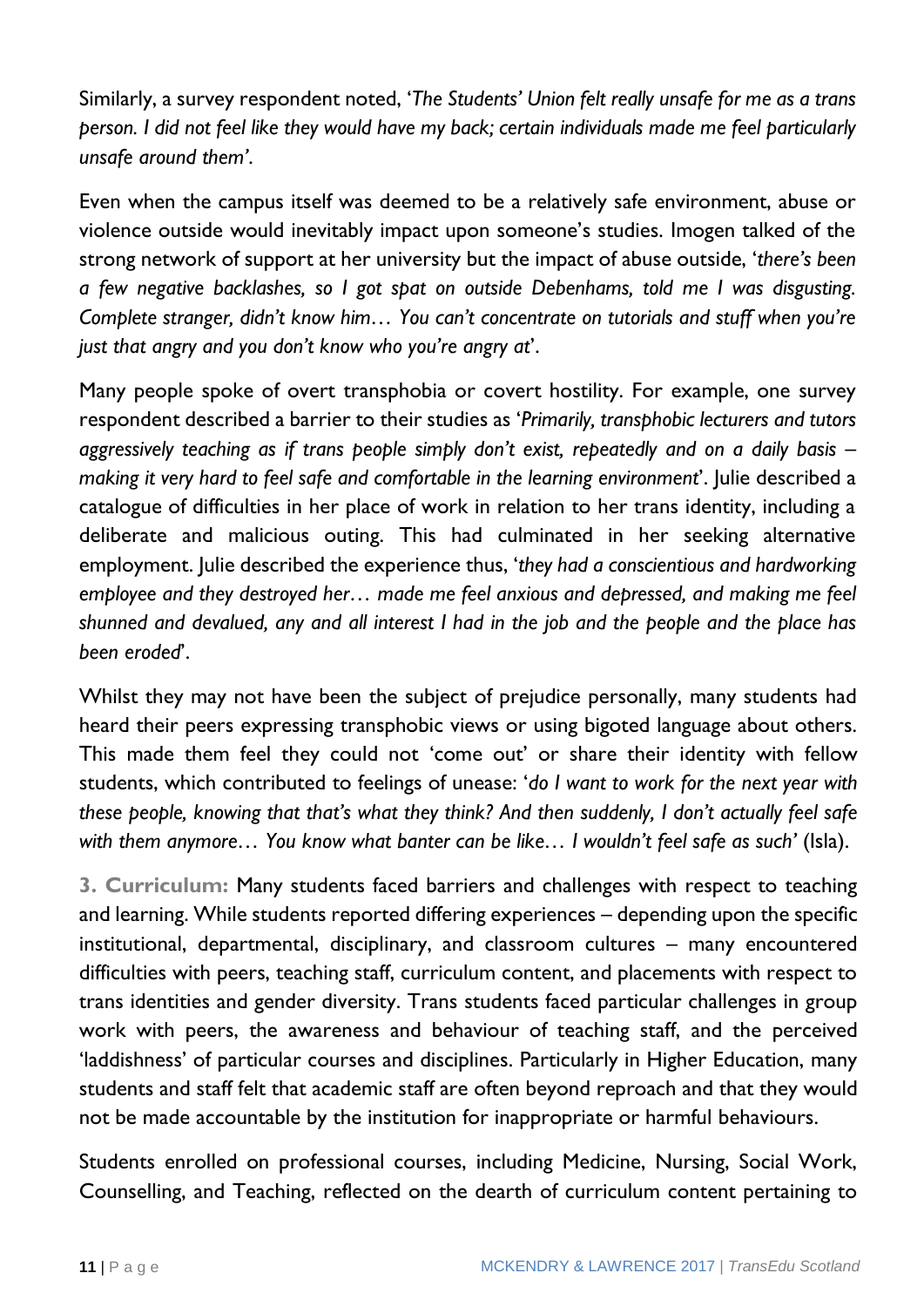Similarly, a survey respondent noted, '*The Students' Union felt really unsafe for me as a trans person. I did not feel like they would have my back; certain individuals made me feel particularly unsafe around them'*.

Even when the campus itself was deemed to be a relatively safe environment, abuse or violence outside would inevitably impact upon someone's studies. Imogen talked of the strong network of support at her university but the impact of abuse outside, '*there's been a few negative backlashes, so I got spat on outside Debenhams, told me I was disgusting. Complete stranger, didn't know him… You can't concentrate on tutorials and stuff when you're just that angry and you don't know who you're angry at*'.

Many people spoke of overt transphobia or covert hostility. For example, one survey respondent described a barrier to their studies as '*Primarily, transphobic lecturers and tutors aggressively teaching as if trans people simply don't exist, repeatedly and on a daily basis – making it very hard to feel safe and comfortable in the learning environment*'. Julie described a catalogue of difficulties in her place of work in relation to her trans identity, including a deliberate and malicious outing. This had culminated in her seeking alternative employment. Julie described the experience thus, '*they had a conscientious and hardworking employee and they destroyed her… made me feel anxious and depressed, and making me feel shunned and devalued, any and all interest I had in the job and the people and the place has been eroded*'.

Whilst they may not have been the subject of prejudice personally, many students had heard their peers expressing transphobic views or using bigoted language about others. This made them feel they could not 'come out' or share their identity with fellow students, which contributed to feelings of unease: '*do I want to work for the next year with these people, knowing that that's what they think? And then suddenly, I don't actually feel safe with them anymore… You know what banter can be like… I wouldn't feel safe as such'* (Isla).

**3. Curriculum:** Many students faced barriers and challenges with respect to teaching and learning. While students reported differing experiences – depending upon the specific institutional, departmental, disciplinary, and classroom cultures – many encountered difficulties with peers, teaching staff, curriculum content, and placements with respect to trans identities and gender diversity. Trans students faced particular challenges in group work with peers, the awareness and behaviour of teaching staff, and the perceived 'laddishness' of particular courses and disciplines. Particularly in Higher Education, many students and staff felt that academic staff are often beyond reproach and that they would not be made accountable by the institution for inappropriate or harmful behaviours.

Students enrolled on professional courses, including Medicine, Nursing, Social Work, Counselling, and Teaching, reflected on the dearth of curriculum content pertaining to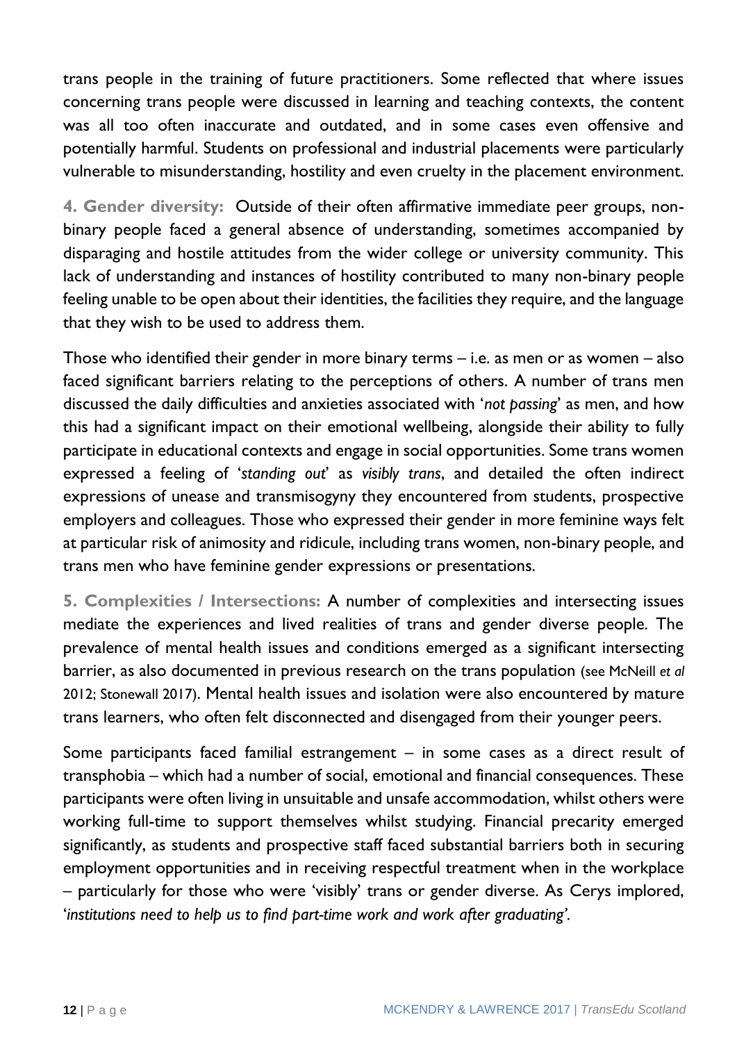trans people in the training of future practitioners. Some reflected that where issues concerning trans people were discussed in learning and teaching contexts, the content was all too often inaccurate and outdated, and in some cases even offensive and potentially harmful. Students on professional and industrial placements were particularly vulnerable to misunderstanding, hostility and even cruelty in the placement environment.

**4. Gender diversity:** Outside of their often affirmative immediate peer groups, non-binary people faced a general absence of understanding, sometimes accompanied by disparaging and hostile attitudes from the wider college or university community. This lack of understanding and instances of hostility contributed to many non-binary people feeling unable to be open about their identities, the facilities they require, and the language that they wish to be used to address them.

Those who identified their gender in more binary terms – i.e. as men or as women – also faced significant barriers relating to the perceptions of others. A number of trans men discussed the daily difficulties and anxieties associated with '*not passing*' as men, and how this had a significant impact on their emotional wellbeing, alongside their ability to fully participate in educational contexts and engage in social opportunities. Some trans women expressed a feeling of '*standing out*' as *visibly trans*, and detailed the often indirect expressions of unease and transmisogyny they encountered from students, prospective employers and colleagues. Those who expressed their gender in more feminine ways felt at particular risk of animosity and ridicule, including trans women, non-binary people, and trans men who have feminine gender expressions or presentations.

**5. Complexities / Intersections:** A number of complexities and intersecting issues mediate the experiences and lived realities of trans and gender diverse people. The prevalence of mental health issues and conditions emerged as a significant intersecting barrier, as also documented in previous research on the trans population (see McNeill *et al* 2012; Stonewall 2017). Mental health issues and isolation were also encountered by mature trans learners, who often felt disconnected and disengaged from their younger peers.

Some participants faced familial estrangement – in some cases as a direct result of transphobia – which had a number of social, emotional and financial consequences. These participants were often living in unsuitable and unsafe accommodation, whilst others were working full-time to support themselves whilst studying. Financial precarity emerged significantly, as students and prospective staff faced substantial barriers both in securing employment opportunities and in receiving respectful treatment when in the workplace – particularly for those who were 'visibly' trans or gender diverse. As Cerys implored, '*institutions need to help us to find part-time work and work after graduating'*.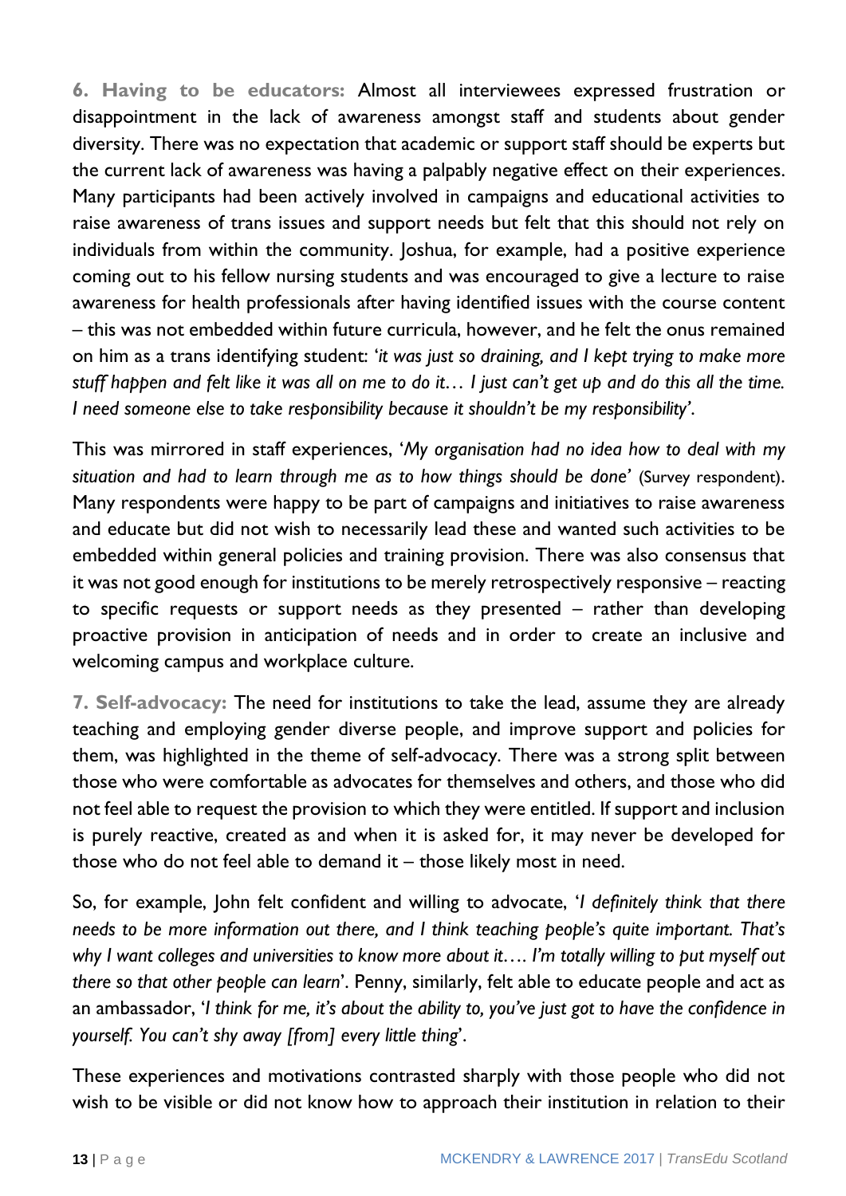**6. Having to be educators:** Almost all interviewees expressed frustration or disappointment in the lack of awareness amongst staff and students about gender diversity. There was no expectation that academic or support staff should be experts but the current lack of awareness was having a palpably negative effect on their experiences. Many participants had been actively involved in campaigns and educational activities to raise awareness of trans issues and support needs but felt that this should not rely on individuals from within the community. Joshua, for example, had a positive experience coming out to his fellow nursing students and was encouraged to give a lecture to raise awareness for health professionals after having identified issues with the course content – this was not embedded within future curricula, however, and he felt the onus remained on him as a trans identifying student: '*it was just so draining, and I kept trying to make more stuff happen and felt like it was all on me to do it… I just can't get up and do this all the time. I need someone else to take responsibility because it shouldn't be my responsibility'*.

This was mirrored in staff experiences, '*My organisation had no idea how to deal with my situation and had to learn through me as to how things should be done'* (Survey respondent). Many respondents were happy to be part of campaigns and initiatives to raise awareness and educate but did not wish to necessarily lead these and wanted such activities to be embedded within general policies and training provision. There was also consensus that it was not good enough for institutions to be merely retrospectively responsive – reacting to specific requests or support needs as they presented – rather than developing proactive provision in anticipation of needs and in order to create an inclusive and welcoming campus and workplace culture.

**7. Self-advocacy:** The need for institutions to take the lead, assume they are already teaching and employing gender diverse people, and improve support and policies for them, was highlighted in the theme of self-advocacy. There was a strong split between those who were comfortable as advocates for themselves and others, and those who did not feel able to request the provision to which they were entitled. If support and inclusion is purely reactive, created as and when it is asked for, it may never be developed for those who do not feel able to demand it – those likely most in need.

So, for example, John felt confident and willing to advocate, '*I definitely think that there needs to be more information out there, and I think teaching people's quite important. That's why I want colleges and universities to know more about it…. I'm totally willing to put myself out there so that other people can learn*'. Penny, similarly, felt able to educate people and act as an ambassador, '*I think for me, it's about the ability to, you've just got to have the confidence in yourself. You can't shy away [from] every little thing*'.

These experiences and motivations contrasted sharply with those people who did not wish to be visible or did not know how to approach their institution in relation to their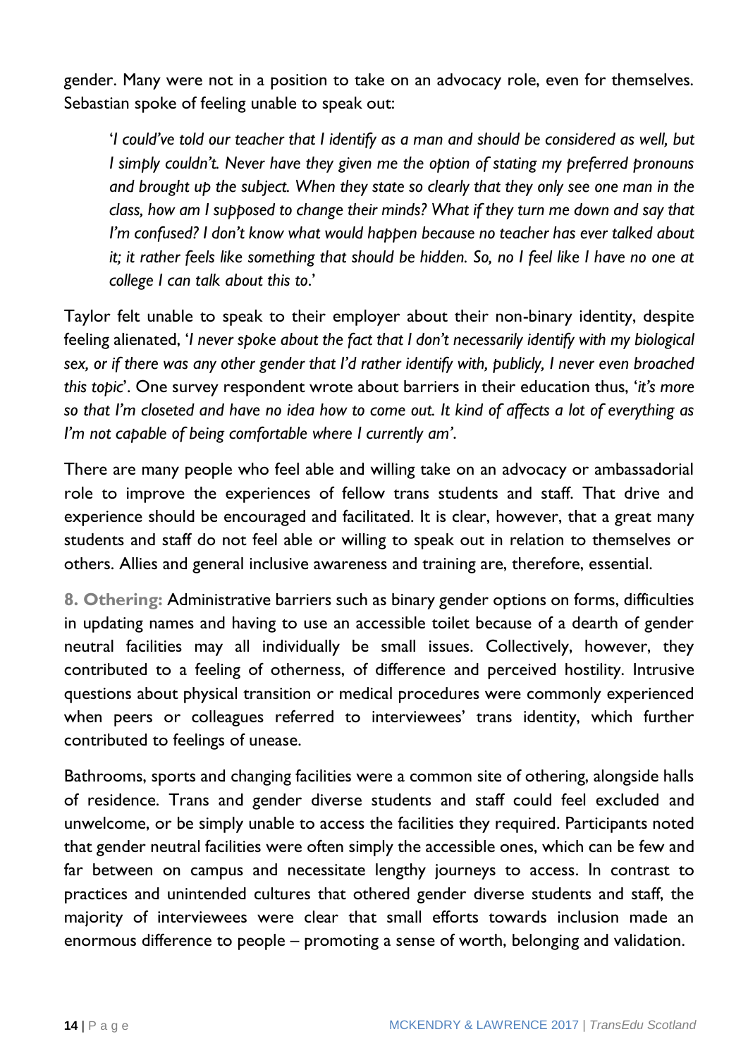gender. Many were not in a position to take on an advocacy role, even for themselves. Sebastian spoke of feeling unable to speak out:

> '*I could've told our teacher that I identify as a man and should be considered as well, but I simply couldn't. Never have they given me the option of stating my preferred pronouns and brought up the subject. When they state so clearly that they only see one man in the class, how am I supposed to change their minds? What if they turn me down and say that I'm confused? I don't know what would happen because no teacher has ever talked about it; it rather feels like something that should be hidden. So, no I feel like I have no one at college I can talk about this to*.'

Taylor felt unable to speak to their employer about their non-binary identity, despite feeling alienated, '*I never spoke about the fact that I don't necessarily identify with my biological sex, or if there was any other gender that I'd rather identify with, publicly, I never even broached this topic*'. One survey respondent wrote about barriers in their education thus, '*it's more so that I'm closeted and have no idea how to come out. It kind of affects a lot of everything as I'm not capable of being comfortable where I currently am'*.

There are many people who feel able and willing take on an advocacy or ambassadorial role to improve the experiences of fellow trans students and staff. That drive and experience should be encouraged and facilitated. It is clear, however, that a great many students and staff do not feel able or willing to speak out in relation to themselves or others. Allies and general inclusive awareness and training are, therefore, essential.

**8. Othering:** Administrative barriers such as binary gender options on forms, difficulties in updating names and having to use an accessible toilet because of a dearth of gender neutral facilities may all individually be small issues. Collectively, however, they contributed to a feeling of otherness, of difference and perceived hostility. Intrusive questions about physical transition or medical procedures were commonly experienced when peers or colleagues referred to interviewees' trans identity, which further contributed to feelings of unease.

Bathrooms, sports and changing facilities were a common site of othering, alongside halls of residence. Trans and gender diverse students and staff could feel excluded and unwelcome, or be simply unable to access the facilities they required. Participants noted that gender neutral facilities were often simply the accessible ones, which can be few and far between on campus and necessitate lengthy journeys to access. In contrast to practices and unintended cultures that othered gender diverse students and staff, the majority of interviewees were clear that small efforts towards inclusion made an enormous difference to people – promoting a sense of worth, belonging and validation.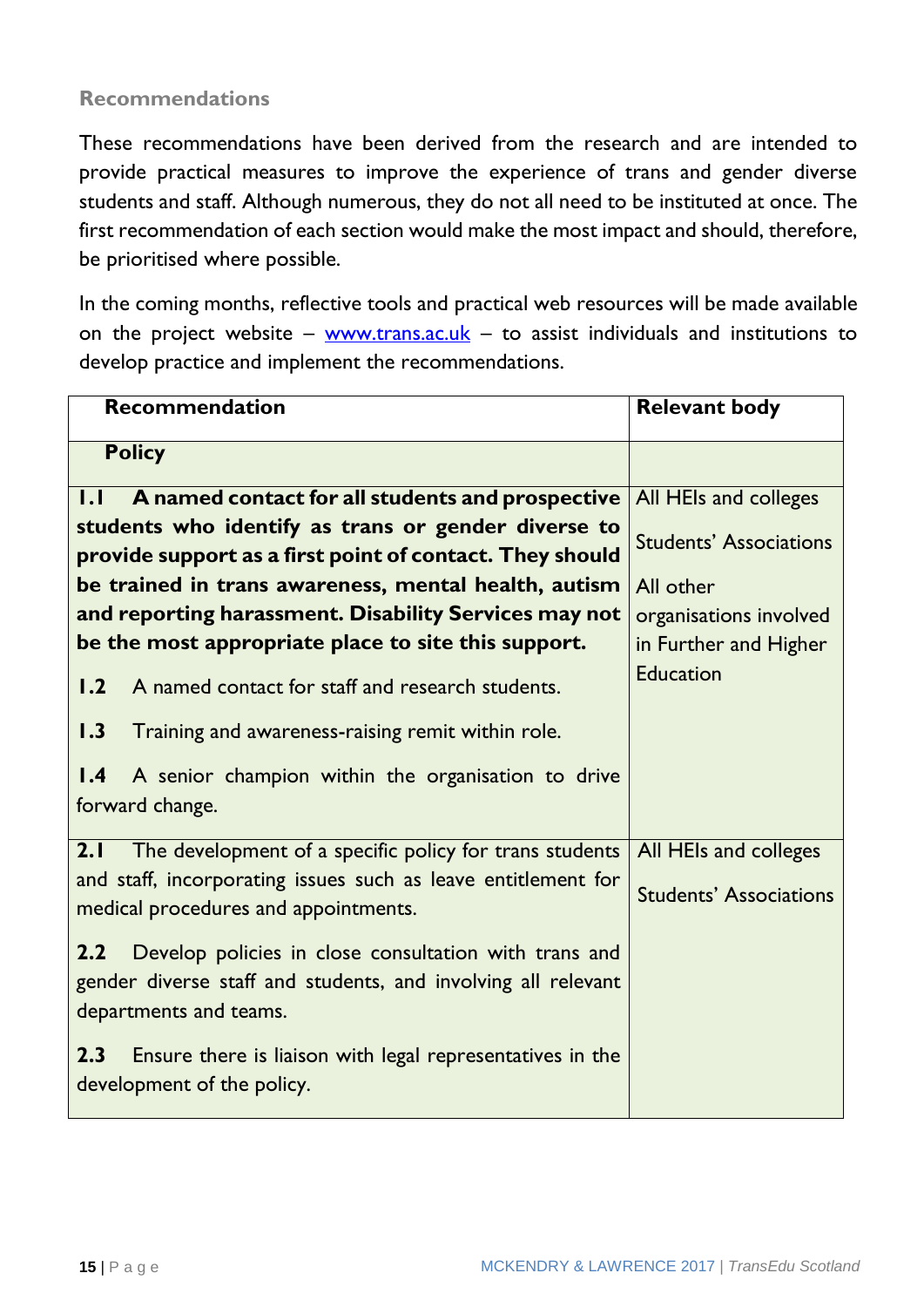## Recommendations

These recommendations have been derived from the research and are intended to provide practical measures to improve the experience of trans and gender diverse students and staff. Although numerous, they do not all need to be instituted at once. The first recommendation of each section would make the most impact and should, therefore, be prioritised where possible.

In the coming months, reflective tools and practical web resources will be made available on the project website – www.trans.ac.uk – to assist individuals and institutions to develop practice and implement the recommendations.

| Recommendation | Relevant body |
|---|---|
| **Policy** | |
| **1.1 A named contact for all students and prospective students who identify as trans or gender diverse to provide support as a first point of contact. They should be trained in trans awareness, mental health, autism and reporting harassment. Disability Services may not be the most appropriate place to site this support.**<br><br>1.2 A named contact for staff and research students.<br><br>1.3 Training and awareness-raising remit within role.<br><br>1.4 A senior champion within the organisation to drive forward change. | All HEIs and colleges<br><br>Students' Associations<br><br>All other organisations involved in Further and Higher Education |
| 2.1 The development of a specific policy for trans students and staff, incorporating issues such as leave entitlement for medical procedures and appointments.<br><br>2.2 Develop policies in close consultation with trans and gender diverse staff and students, and involving all relevant departments and teams.<br><br>2.3 Ensure there is liaison with legal representatives in the development of the policy. | All HEIs and colleges<br><br>Students' Associations |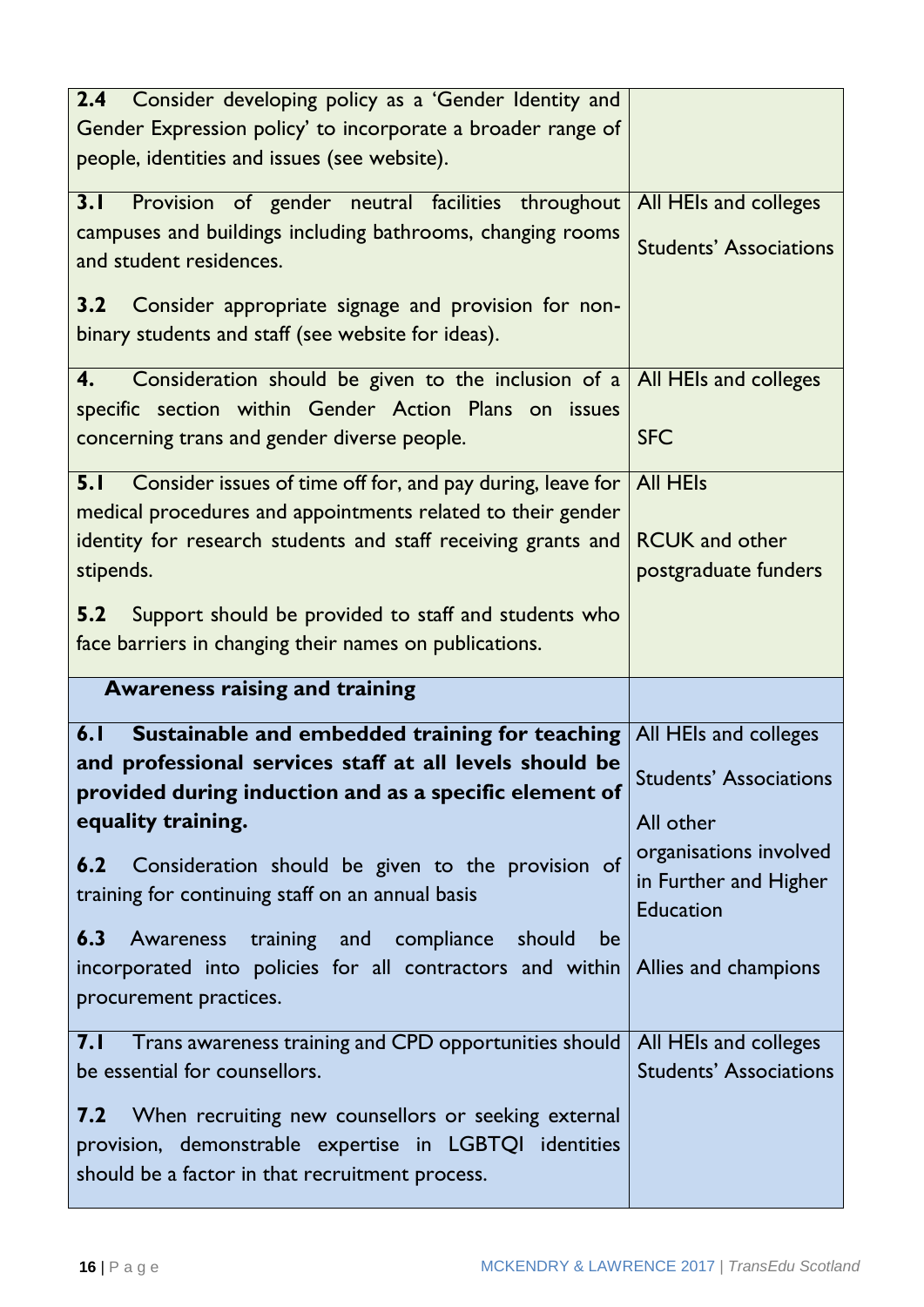| | |
|---|---|
| **2.4** Consider developing policy as a 'Gender Identity and Gender Expression policy' to incorporate a broader range of people, identities and issues (see website). | |
| **3.1** Provision of gender neutral facilities throughout campuses and buildings including bathrooms, changing rooms and student residences.<br><br>**3.2** Consider appropriate signage and provision for non-binary students and staff (see website for ideas). | All HEIs and colleges<br><br>Students' Associations |
| **4.** Consideration should be given to the inclusion of a specific section within Gender Action Plans on issues concerning trans and gender diverse people. | All HEIs and colleges<br><br>SFC |
| **5.1** Consider issues of time off for, and pay during, leave for medical procedures and appointments related to their gender identity for research students and staff receiving grants and stipends.<br><br>**5.2** Support should be provided to staff and students who face barriers in changing their names on publications. | All HEIs<br><br>RCUK and other postgraduate funders |
| **Awareness raising and training** | |
| **6.1 Sustainable and embedded training for teaching and professional services staff at all levels should be provided during induction and as a specific element of equality training.**<br><br>**6.2** Consideration should be given to the provision of training for continuing staff on an annual basis<br><br>**6.3** Awareness training and compliance should be incorporated into policies for all contractors and within procurement practices. | All HEIs and colleges<br><br>Students' Associations<br><br>All other organisations involved in Further and Higher Education<br><br>Allies and champions |
| **7.1** Trans awareness training and CPD opportunities should be essential for counsellors.<br><br>**7.2** When recruiting new counsellors or seeking external provision, demonstrable expertise in LGBTQI identities should be a factor in that recruitment process. | All HEIs and colleges<br>Students' Associations |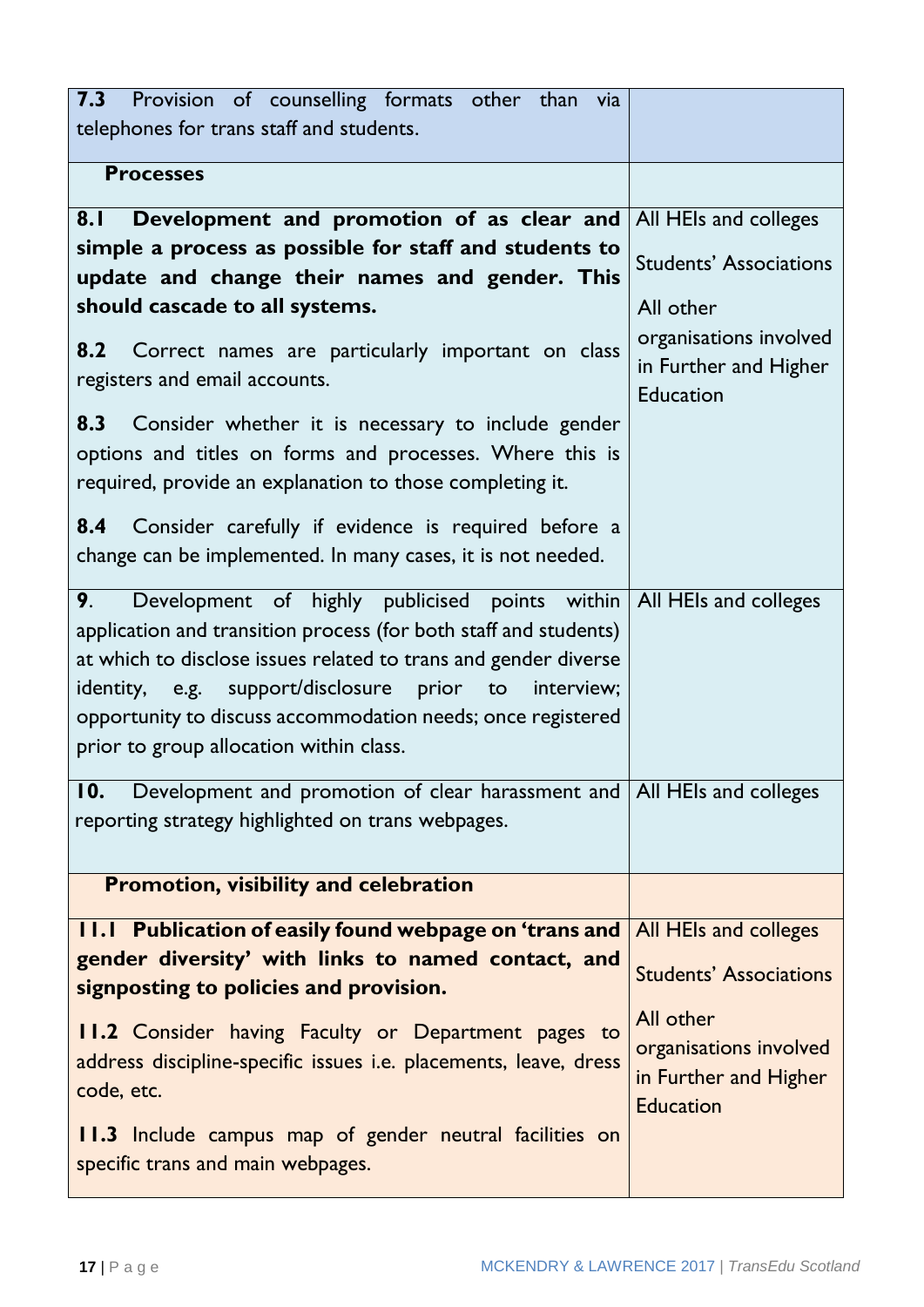| | |
|---|---|
| **7.3** Provision of counselling formats other than via telephones for trans staff and students. | |
| **Processes** | |
| **8.1 Development and promotion of as clear and simple a process as possible for staff and students to update and change their names and gender. This should cascade to all systems.**<br><br>**8.2** Correct names are particularly important on class registers and email accounts.<br><br>**8.3** Consider whether it is necessary to include gender options and titles on forms and processes. Where this is required, provide an explanation to those completing it.<br><br>**8.4** Consider carefully if evidence is required before a change can be implemented. In many cases, it is not needed. | All HEIs and colleges<br><br>Students' Associations<br><br>All other organisations involved in Further and Higher Education |
| **9**. Development of highly publicised points within application and transition process (for both staff and students) at which to disclose issues related to trans and gender diverse identity, e.g. support/disclosure prior to interview; opportunity to discuss accommodation needs; once registered prior to group allocation within class. | All HEIs and colleges |
| **10.** Development and promotion of clear harassment and reporting strategy highlighted on trans webpages. | All HEIs and colleges |
| **Promotion, visibility and celebration** | |
| **11.1 Publication of easily found webpage on 'trans and gender diversity' with links to named contact, and signposting to policies and provision.**<br><br>**11.2** Consider having Faculty or Department pages to address discipline-specific issues i.e. placements, leave, dress code, etc.<br><br>**11.3** Include campus map of gender neutral facilities on specific trans and main webpages. | All HEIs and colleges<br><br>Students' Associations<br><br>All other organisations involved in Further and Higher Education |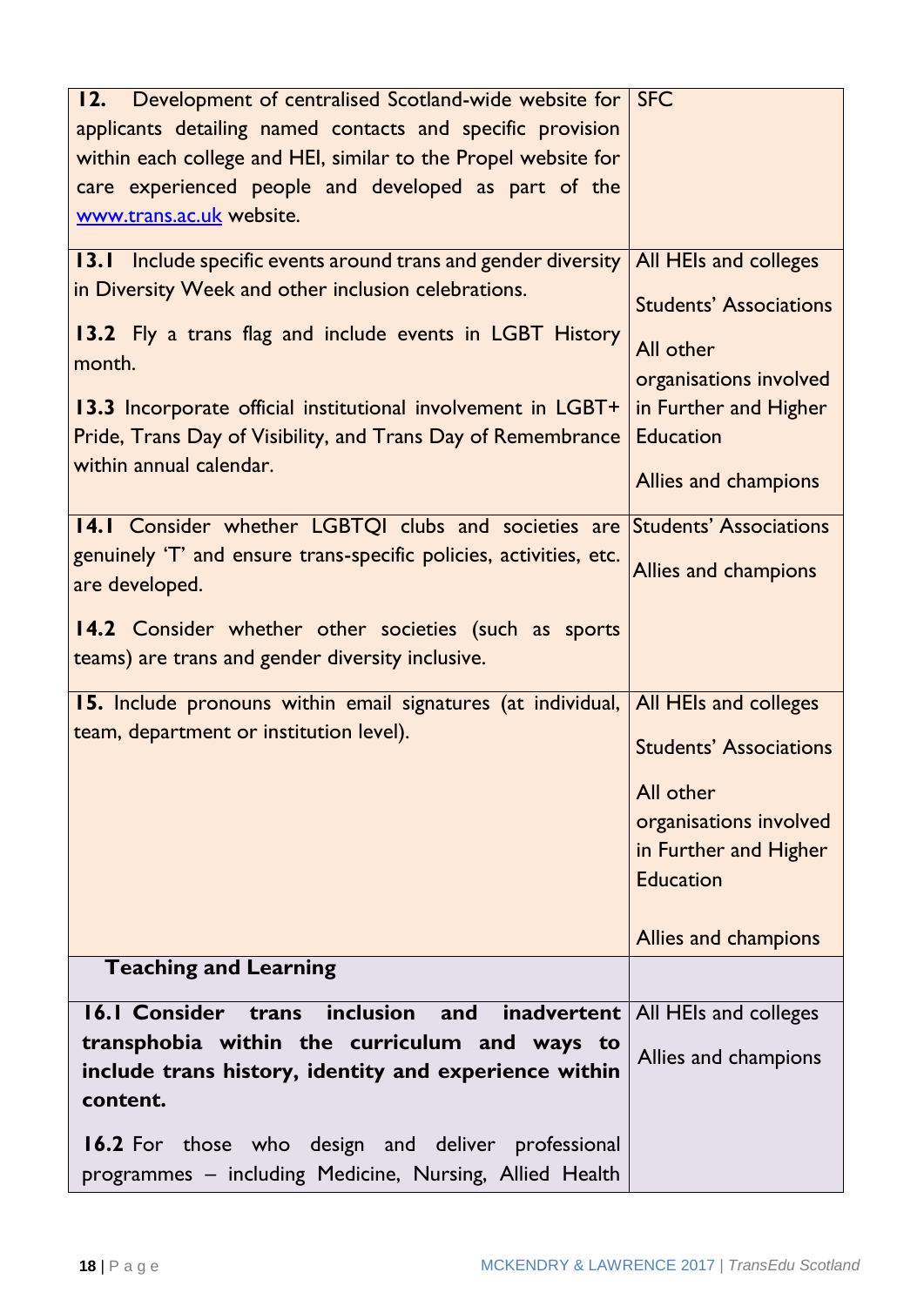| | |
|---|---|
| **12.** Development of centralised Scotland-wide website for applicants detailing named contacts and specific provision within each college and HEI, similar to the Propel website for care experienced people and developed as part of the [www.trans.ac.uk](http://www.trans.ac.uk) website. | SFC |
| **13.1** Include specific events around trans and gender diversity in Diversity Week and other inclusion celebrations.<br><br>**13.2** Fly a trans flag and include events in LGBT History month.<br><br>**13.3** Incorporate official institutional involvement in LGBT+ Pride, Trans Day of Visibility, and Trans Day of Remembrance within annual calendar. | All HEIs and colleges<br><br>Students' Associations<br><br>All other organisations involved in Further and Higher Education<br><br>Allies and champions |
| **14.1** Consider whether LGBTQI clubs and societies are genuinely 'T' and ensure trans-specific policies, activities, etc. are developed.<br><br>**14.2** Consider whether other societies (such as sports teams) are trans and gender diversity inclusive. | Students' Associations<br><br>Allies and champions |
| **15.** Include pronouns within email signatures (at individual, team, department or institution level). | All HEIs and colleges<br><br>Students' Associations<br><br>All other organisations involved in Further and Higher Education<br><br>Allies and champions |
| **Teaching and Learning** | |
| **16.1 Consider trans inclusion and inadvertent transphobia within the curriculum and ways to include trans history, identity and experience within content.**<br><br>**16.2** For those who design and deliver professional programmes – including Medicine, Nursing, Allied Health | All HEIs and colleges<br><br>Allies and champions |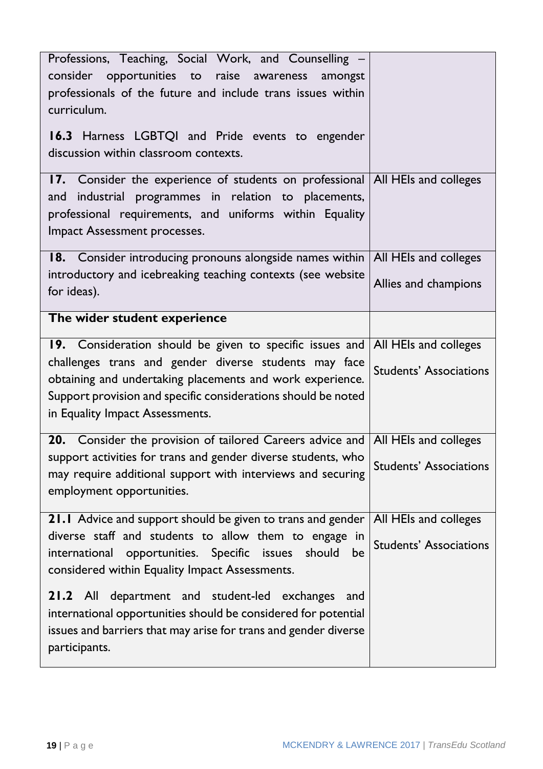| | |
|---|---|
| Professions, Teaching, Social Work, and Counselling – consider opportunities to raise awareness amongst professionals of the future and include trans issues within curriculum.<br><br>**16.3** Harness LGBTQI and Pride events to engender discussion within classroom contexts. | |
| **17.** Consider the experience of students on professional and industrial programmes in relation to placements, professional requirements, and uniforms within Equality Impact Assessment processes. | All HEIs and colleges |
| **18.** Consider introducing pronouns alongside names within introductory and icebreaking teaching contexts (see website for ideas). | All HEIs and colleges<br><br>Allies and champions |
| **The wider student experience** | |
| **19.** Consideration should be given to specific issues and challenges trans and gender diverse students may face obtaining and undertaking placements and work experience. Support provision and specific considerations should be noted in Equality Impact Assessments. | All HEIs and colleges<br><br>Students' Associations |
| **20.** Consider the provision of tailored Careers advice and support activities for trans and gender diverse students, who may require additional support with interviews and securing employment opportunities. | All HEIs and colleges<br><br>Students' Associations |
| **21.1** Advice and support should be given to trans and gender diverse staff and students to allow them to engage in international opportunities. Specific issues should be considered within Equality Impact Assessments.<br><br>**21.2** All department and student-led exchanges and international opportunities should be considered for potential issues and barriers that may arise for trans and gender diverse participants. | All HEIs and colleges<br><br>Students' Associations |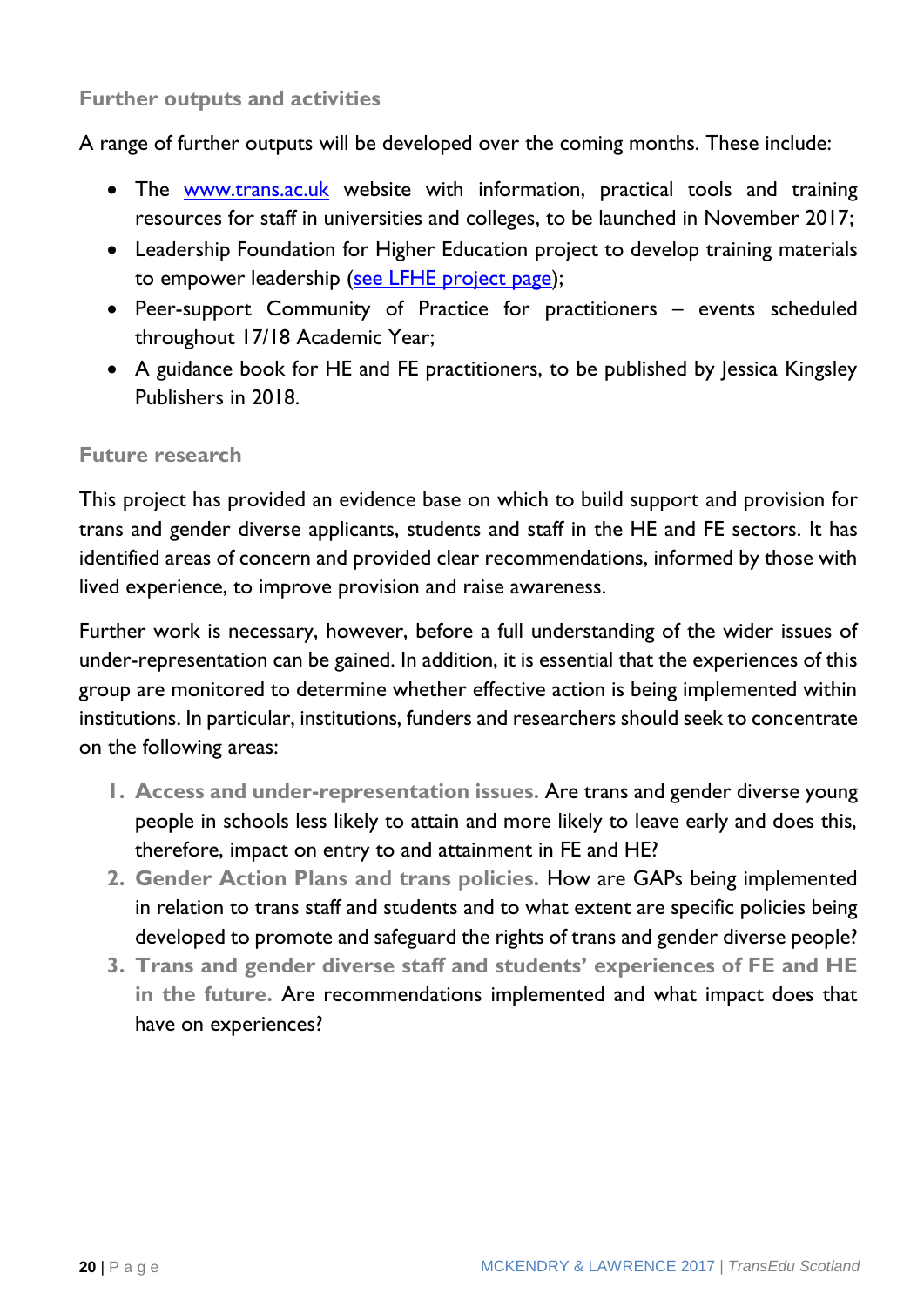### Further outputs and activities

A range of further outputs will be developed over the coming months. These include:

- The [www.trans.ac.uk](http://www.trans.ac.uk) website with information, practical tools and training resources for staff in universities and colleges, to be launched in November 2017;
- Leadership Foundation for Higher Education project to develop training materials to empower leadership (see LFHE project page);
- Peer-support Community of Practice for practitioners – events scheduled throughout 17/18 Academic Year;
- A guidance book for HE and FE practitioners, to be published by Jessica Kingsley Publishers in 2018.

### Future research

This project has provided an evidence base on which to build support and provision for trans and gender diverse applicants, students and staff in the HE and FE sectors. It has identified areas of concern and provided clear recommendations, informed by those with lived experience, to improve provision and raise awareness.

Further work is necessary, however, before a full understanding of the wider issues of under-representation can be gained. In addition, it is essential that the experiences of this group are monitored to determine whether effective action is being implemented within institutions. In particular, institutions, funders and researchers should seek to concentrate on the following areas:

1. **Access and under-representation issues.** Are trans and gender diverse young people in schools less likely to attain and more likely to leave early and does this, therefore, impact on entry to and attainment in FE and HE?
2. **Gender Action Plans and trans policies.** How are GAPs being implemented in relation to trans staff and students and to what extent are specific policies being developed to promote and safeguard the rights of trans and gender diverse people?
3. **Trans and gender diverse staff and students' experiences of FE and HE in the future.** Are recommendations implemented and what impact does that have on experiences?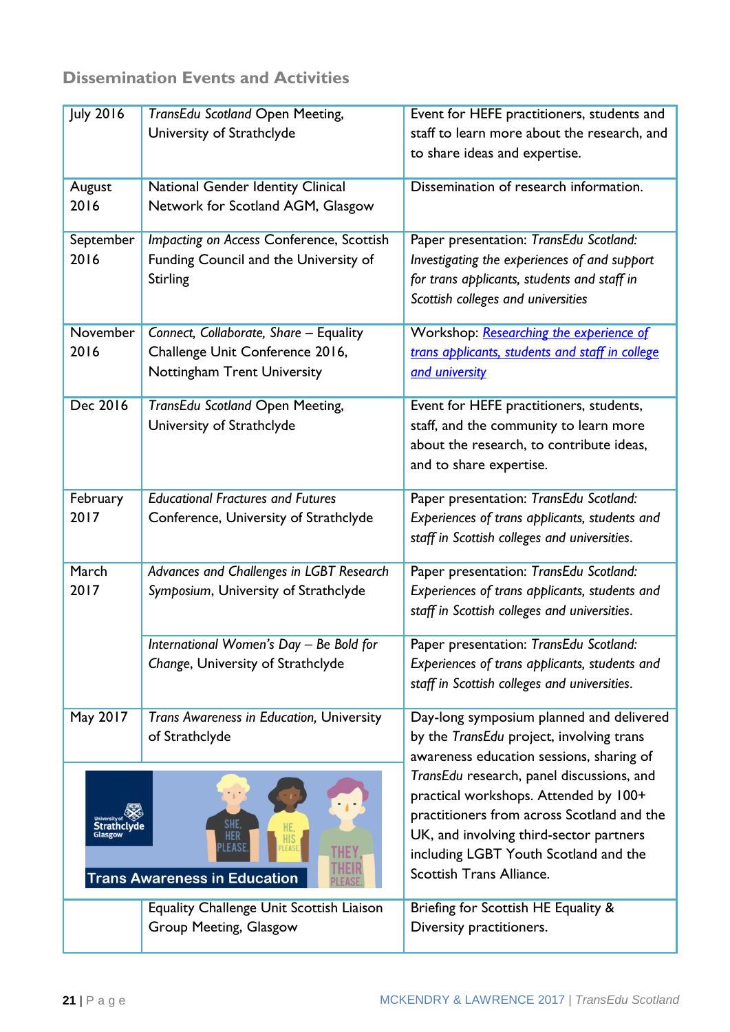## Dissemination Events and Activities

| | | |
|---|---|---|
| July 2016 | *TransEdu Scotland* Open Meeting, University of Strathclyde | Event for HEFE practitioners, students and staff to learn more about the research, and to share ideas and expertise. |
| August 2016 | National Gender Identity Clinical Network for Scotland AGM, Glasgow | Dissemination of research information. |
| September 2016 | *Impacting on Access* Conference, Scottish Funding Council and the University of Stirling | Paper presentation: *TransEdu Scotland: Investigating the experiences of and support for trans applicants, students and staff in Scottish colleges and universities* |
| November 2016 | *Connect, Collaborate, Share* – Equality Challenge Unit Conference 2016, Nottingham Trent University | Workshop: *Researching the experience of trans applicants, students and staff in college and university* |
| Dec 2016 | *TransEdu Scotland* Open Meeting, University of Strathclyde | Event for HEFE practitioners, students, staff, and the community to learn more about the research, to contribute ideas, and to share expertise. |
| February 2017 | *Educational Fractures and Futures* Conference, University of Strathclyde | Paper presentation: *TransEdu Scotland: Experiences of trans applicants, students and staff in Scottish colleges and universities.* |
| March 2017 | *Advances and Challenges in LGBT Research Symposium*, University of Strathclyde | Paper presentation: *TransEdu Scotland: Experiences of trans applicants, students and staff in Scottish colleges and universities.* |
| | *International Women's Day – Be Bold for Change*, University of Strathclyde | Paper presentation: *TransEdu Scotland: Experiences of trans applicants, students and staff in Scottish colleges and universities.* |
| May 2017 | *Trans Awareness in Education*, University of Strathclyde | Day-long symposium planned and delivered by the *TransEdu* project, involving trans awareness education sessions, sharing of *TransEdu* research, panel discussions, and practical workshops. Attended by 100+ practitioners from across Scotland and the UK, and involving third-sector partners including LGBT Youth Scotland and the Scottish Trans Alliance. |
| | Equality Challenge Unit Scottish Liaison Group Meeting, Glasgow | Briefing for Scottish HE Equality & Diversity practitioners. |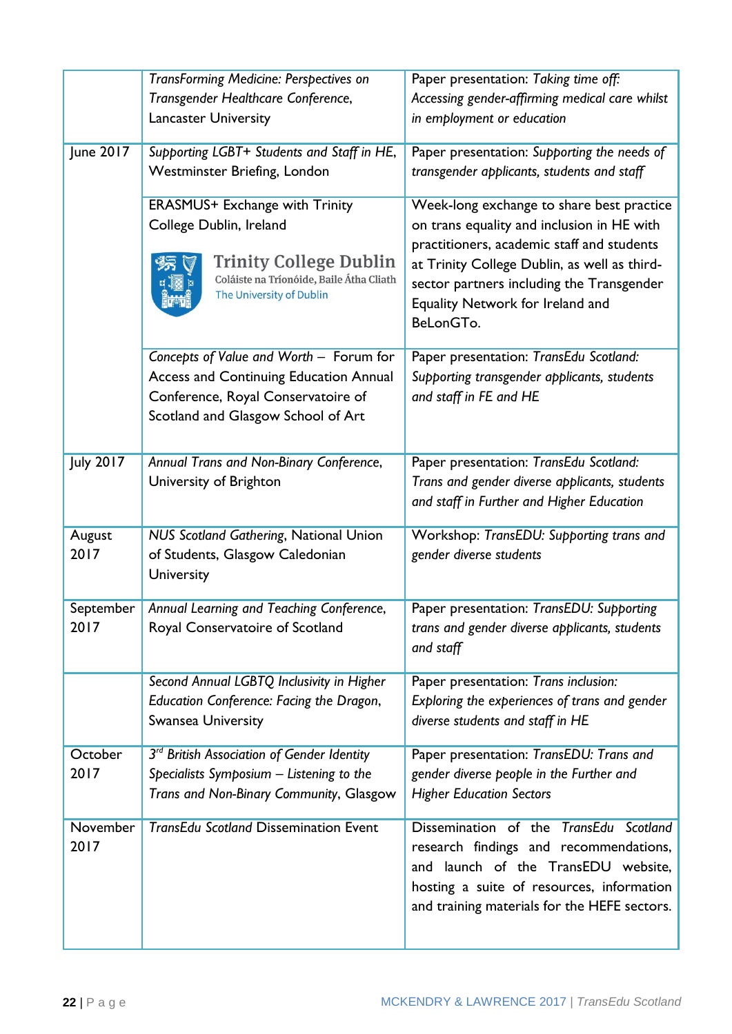| | | |
|---|---|---|
| | *TransForming Medicine: Perspectives on Transgender Healthcare Conference*, Lancaster University | Paper presentation: *Taking time off: Accessing gender-affirming medical care whilst in employment or education* |
| June 2017 | *Supporting LGBT+ Students and Staff in HE*, Westminster Briefing, London | Paper presentation: *Supporting the needs of transgender applicants, students and staff* |
| | ERASMUS+ Exchange with Trinity College Dublin, Ireland<br>Trinity College Dublin<br>Coláiste na Tríonóide, Baile Átha Cliath<br>The University of Dublin | Week-long exchange to share best practice on trans equality and inclusion in HE with practitioners, academic staff and students at Trinity College Dublin, as well as third-sector partners including the Transgender Equality Network for Ireland and BeLonGTo. |
| | *Concepts of Value and Worth* – Forum for Access and Continuing Education Annual Conference, Royal Conservatoire of Scotland and Glasgow School of Art | Paper presentation: *TransEdu Scotland: Supporting transgender applicants, students and staff in FE and HE* |
| July 2017 | *Annual Trans and Non-Binary Conference*, University of Brighton | Paper presentation: *TransEdu Scotland: Trans and gender diverse applicants, students and staff in Further and Higher Education* |
| August 2017 | *NUS Scotland Gathering*, National Union of Students, Glasgow Caledonian University | Workshop: *TransEDU: Supporting trans and gender diverse students* |
| September 2017 | *Annual Learning and Teaching Conference*, Royal Conservatoire of Scotland | Paper presentation: *TransEDU: Supporting trans and gender diverse applicants, students and staff* |
| | *Second Annual LGBTQ Inclusivity in Higher Education Conference: Facing the Dragon*, Swansea University | Paper presentation: *Trans inclusion: Exploring the experiences of trans and gender diverse students and staff in HE* |
| October 2017 | *3rd British Association of Gender Identity Specialists Symposium – Listening to the Trans and Non-Binary Community*, Glasgow | Paper presentation: *TransEDU: Trans and gender diverse people in the Further and Higher Education Sectors* |
| November 2017 | *TransEdu Scotland* Dissemination Event | Dissemination of the *TransEdu Scotland* research findings and recommendations, and launch of the TransEDU website, hosting a suite of resources, information and training materials for the HEFE sectors. |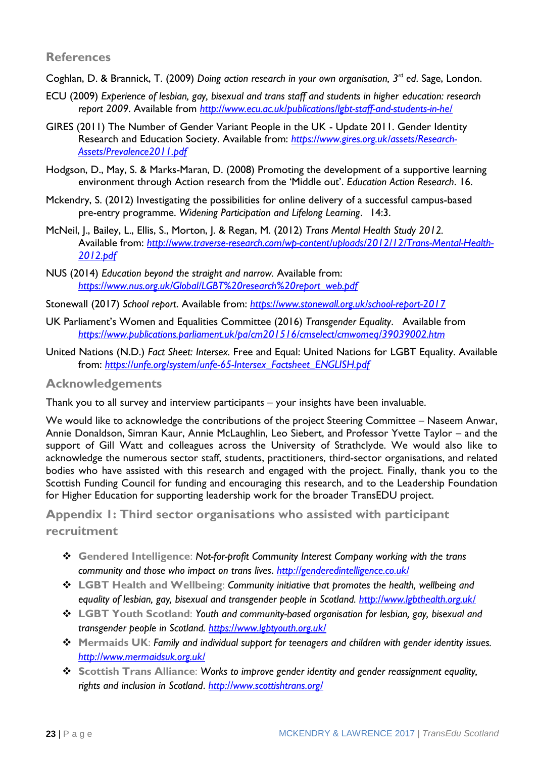## References

Coghlan, D. & Brannick, T. (2009) *Doing action research in your own organisation, 3rd ed*. Sage, London.

ECU (2009) *Experience of lesbian, gay, bisexual and trans staff and students in higher education: research report 2009*. Available from http://www.ecu.ac.uk/publications/lgbt-staff-and-students-in-he/

GIRES (2011) The Number of Gender Variant People in the UK - Update 2011. Gender Identity Research and Education Society. Available from: https://www.gires.org.uk/assets/Research-Assets/Prevalence2011.pdf

Hodgson, D., May, S. & Marks-Maran, D. (2008) Promoting the development of a supportive learning environment through Action research from the 'Middle out'. *Education Action Research*. 16.

Mckendry, S. (2012) Investigating the possibilities for online delivery of a successful campus-based pre-entry programme. *Widening Participation and Lifelong Learning*. 14:3.

McNeil, J., Bailey, L., Ellis, S., Morton, J. & Regan, M. (2012) *Trans Mental Health Study 2012*. Available from: http://www.traverse-research.com/wp-content/uploads/2012/12/Trans-Mental-Health-2012.pdf

NUS (2014) *Education beyond the straight and narrow*. Available from: https://www.nus.org.uk/Global/LGBT%20research%20report_web.pdf

Stonewall (2017) *School report*. Available from: https://www.stonewall.org.uk/school-report-2017

UK Parliament's Women and Equalities Committee (2016) *Transgender Equality*. Available from https://www.publications.parliament.uk/pa/cm201516/cmselect/cmwomeq/39039002.htm

United Nations (N.D.) *Fact Sheet: Intersex*. Free and Equal: United Nations for LGBT Equality. Available from: https://unfe.org/system/unfe-65-Intersex_Factsheet_ENGLISH.pdf

## Acknowledgements

Thank you to all survey and interview participants – your insights have been invaluable.

We would like to acknowledge the contributions of the project Steering Committee – Naseem Anwar, Annie Donaldson, Simran Kaur, Annie McLaughlin, Leo Siebert, and Professor Yvette Taylor – and the support of Gill Watt and colleagues across the University of Strathclyde. We would also like to acknowledge the numerous sector staff, students, practitioners, third-sector organisations, and related bodies who have assisted with this research and engaged with the project. Finally, thank you to the Scottish Funding Council for funding and encouraging this research, and to the Leadership Foundation for Higher Education for supporting leadership work for the broader TransEDU project.

## Appendix 1: Third sector organisations who assisted with participant recruitment

- **Gendered Intelligence**: *Not-for-profit Community Interest Company working with the trans community and those who impact on trans lives*. http://genderedintelligence.co.uk/
- **LGBT Health and Wellbeing**: *Community initiative that promotes the health, wellbeing and equality of lesbian, gay, bisexual and transgender people in Scotland.* http://www.lgbthealth.org.uk/
- **LGBT Youth Scotland**: *Youth and community-based organisation for lesbian, gay, bisexual and transgender people in Scotland.* https://www.lgbtyouth.org.uk/
- **Mermaids UK**: *Family and individual support for teenagers and children with gender identity issues.* http://www.mermaidsuk.org.uk/
- **Scottish Trans Alliance**: *Works to improve gender identity and gender reassignment equality, rights and inclusion in Scotland*. http://www.scottishtrans.org/